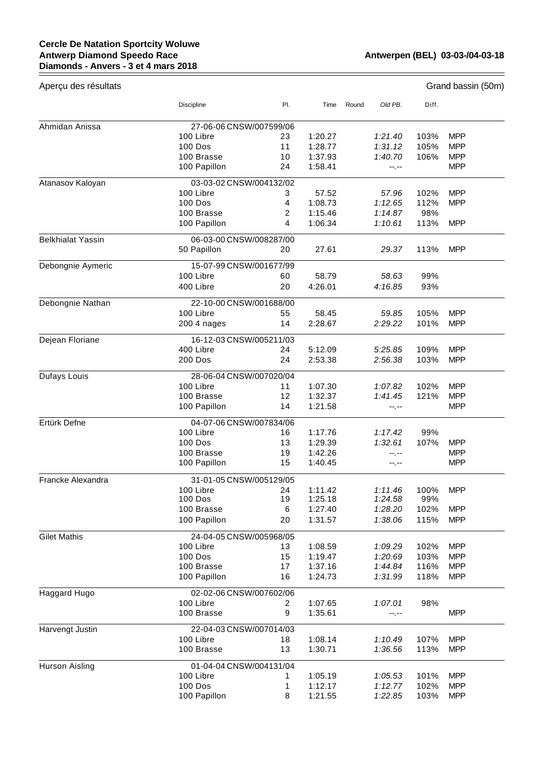**Cercle De Natation Sportcity Woluwe**
**Antwerp Diamond Speedo Race**
**Diamonds - Anvers - 3 et 4 mars 2018**

**Antwerpen (BEL) 03-03-/04-03-18**

Aperçu des résultats — Grand bassin (50m)

| | Discipline | Pl. | Time | Round | Old PB. | Diff. | |
|---|---|---|---|---|---|---|---|
| Ahmidan Anissa | 27-06-06 CNSW/007599/06 | | | | | | |
| | 100 Libre | 23 | 1:20.27 | | *1:21.40* | 103% | MPP |
| | 100 Dos | 11 | 1:28.77 | | *1:31.12* | 105% | MPP |
| | 100 Brasse | 10 | 1:37.93 | | *1:40.70* | 106% | MPP |
| | 100 Papillon | 24 | 1:58.41 | | *--.--* | | MPP |
| Atanasov Kaloyan | 03-03-02 CNSW/004132/02 | | | | | | |
| | 100 Libre | 3 | 57.52 | | *57.96* | 102% | MPP |
| | 100 Dos | 4 | 1:08.73 | | *1:12.65* | 112% | MPP |
| | 100 Brasse | 2 | 1:15.46 | | *1:14.87* | 98% | |
| | 100 Papillon | 4 | 1:06.34 | | *1:10.61* | 113% | MPP |
| Belkhialat Yassin | 06-03-00 CNSW/008287/00 | | | | | | |
| | 50 Papillon | 20 | 27.61 | | *29.37* | 113% | MPP |
| Debongnie Aymeric | 15-07-99 CNSW/001677/99 | | | | | | |
| | 100 Libre | 60 | 58.79 | | *58.63* | 99% | |
| | 400 Libre | 20 | 4:26.01 | | *4:16.85* | 93% | |
| Debongnie Nathan | 22-10-00 CNSW/001688/00 | | | | | | |
| | 100 Libre | 55 | 58.45 | | *59.85* | 105% | MPP |
| | 200 4 nages | 14 | 2:28.67 | | *2:29.22* | 101% | MPP |
| Dejean Floriane | 16-12-03 CNSW/005211/03 | | | | | | |
| | 400 Libre | 24 | 5:12.09 | | *5:25.85* | 109% | MPP |
| | 200 Dos | 24 | 2:53.38 | | *2:56.38* | 103% | MPP |
| Dufays Louis | 28-06-04 CNSW/007020/04 | | | | | | |
| | 100 Libre | 11 | 1:07.30 | | *1:07.82* | 102% | MPP |
| | 100 Brasse | 12 | 1:32.37 | | *1:41.45* | 121% | MPP |
| | 100 Papillon | 14 | 1:21.58 | | *--.--* | | MPP |
| Ertürk Defne | 04-07-06 CNSW/007834/06 | | | | | | |
| | 100 Libre | 16 | 1:17.76 | | *1:17.42* | 99% | |
| | 100 Dos | 13 | 1:29.39 | | *1:32.61* | 107% | MPP |
| | 100 Brasse | 19 | 1:42.26 | | *--.--* | | MPP |
| | 100 Papillon | 15 | 1:40.45 | | *--.--* | | MPP |
| Francke Alexandra | 31-01-05 CNSW/005129/05 | | | | | | |
| | 100 Libre | 24 | 1:11.42 | | *1:11.46* | 100% | MPP |
| | 100 Dos | 19 | 1:25.18 | | *1:24.58* | 99% | |
| | 100 Brasse | 6 | 1:27.40 | | *1:28.20* | 102% | MPP |
| | 100 Papillon | 20 | 1:31.57 | | *1:38.06* | 115% | MPP |
| Gilet Mathis | 24-04-05 CNSW/005968/05 | | | | | | |
| | 100 Libre | 13 | 1:08.59 | | *1:09.29* | 102% | MPP |
| | 100 Dos | 15 | 1:19.47 | | *1:20.69* | 103% | MPP |
| | 100 Brasse | 17 | 1:37.16 | | *1:44.84* | 116% | MPP |
| | 100 Papillon | 16 | 1:24.73 | | *1:31.99* | 118% | MPP |
| Haggard Hugo | 02-02-06 CNSW/007602/06 | | | | | | |
| | 100 Libre | 2 | 1:07.65 | | *1:07.01* | 98% | |
| | 100 Brasse | 9 | 1:35.61 | | *--.--* | | MPP |
| Harvengt Justin | 22-04-03 CNSW/007014/03 | | | | | | |
| | 100 Libre | 18 | 1:08.14 | | *1:10.49* | 107% | MPP |
| | 100 Brasse | 13 | 1:30.71 | | *1:36.56* | 113% | MPP |
| Hurson Aisling | 01-04-04 CNSW/004131/04 | | | | | | |
| | 100 Libre | 1 | 1:05.19 | | *1:05.53* | 101% | MPP |
| | 100 Dos | 1 | 1:12.17 | | *1:12.77* | 102% | MPP |
| | 100 Papillon | 8 | 1:21.55 | | *1:22.85* | 103% | MPP |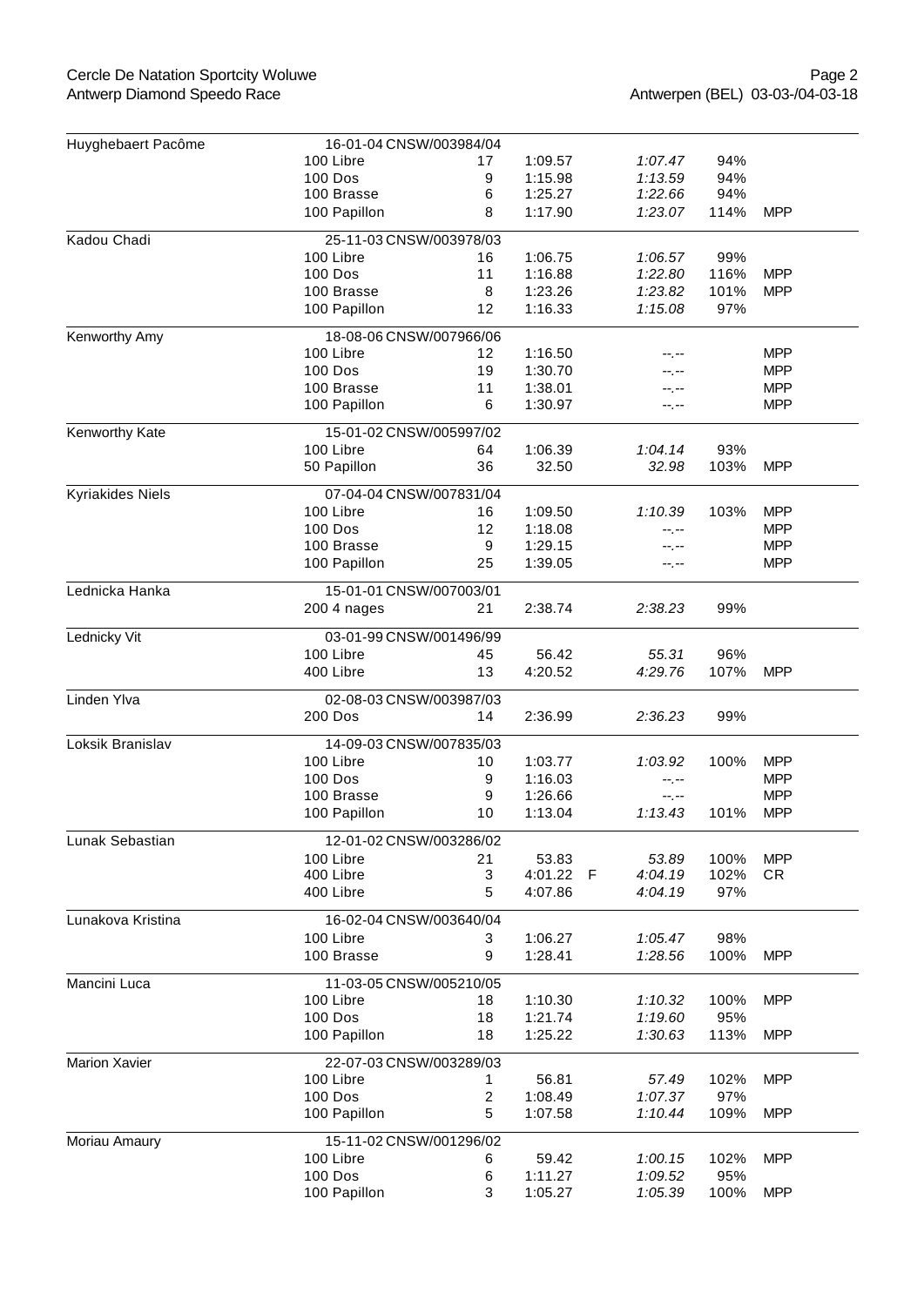| Nom | Épreuve | Place | Temps | | Temps ref. | % | |
|---|---|---|---|---|---|---|---|
| Huyghebaert Pacôme | 16-01-04 CNSW/003984/04 | | | | | | |
| | 100 Libre | 17 | 1:09.57 | | *1:07.47* | 94% | |
| | 100 Dos | 9 | 1:15.98 | | *1:13.59* | 94% | |
| | 100 Brasse | 6 | 1:25.27 | | *1:22.66* | 94% | |
| | 100 Papillon | 8 | 1:17.90 | | *1:23.07* | 114% | MPP |
| Kadou Chadi | 25-11-03 CNSW/003978/03 | | | | | | |
| | 100 Libre | 16 | 1:06.75 | | *1:06.57* | 99% | |
| | 100 Dos | 11 | 1:16.88 | | *1:22.80* | 116% | MPP |
| | 100 Brasse | 8 | 1:23.26 | | *1:23.82* | 101% | MPP |
| | 100 Papillon | 12 | 1:16.33 | | *1:15.08* | 97% | |
| Kenworthy Amy | 18-08-06 CNSW/007966/06 | | | | | | |
| | 100 Libre | 12 | 1:16.50 | | --.-- | | MPP |
| | 100 Dos | 19 | 1:30.70 | | --.-- | | MPP |
| | 100 Brasse | 11 | 1:38.01 | | --.-- | | MPP |
| | 100 Papillon | 6 | 1:30.97 | | --.-- | | MPP |
| Kenworthy Kate | 15-01-02 CNSW/005997/02 | | | | | | |
| | 100 Libre | 64 | 1:06.39 | | *1:04.14* | 93% | |
| | 50 Papillon | 36 | 32.50 | | *32.98* | 103% | MPP |
| Kyriakides Niels | 07-04-04 CNSW/007831/04 | | | | | | |
| | 100 Libre | 16 | 1:09.50 | | *1:10.39* | 103% | MPP |
| | 100 Dos | 12 | 1:18.08 | | --.-- | | MPP |
| | 100 Brasse | 9 | 1:29.15 | | --.-- | | MPP |
| | 100 Papillon | 25 | 1:39.05 | | --.-- | | MPP |
| Lednicka Hanka | 15-01-01 CNSW/007003/01 | | | | | | |
| | 200 4 nages | 21 | 2:38.74 | | *2:38.23* | 99% | |
| Lednicky Vit | 03-01-99 CNSW/001496/99 | | | | | | |
| | 100 Libre | 45 | 56.42 | | *55.31* | 96% | |
| | 400 Libre | 13 | 4:20.52 | | *4:29.76* | 107% | MPP |
| Linden Ylva | 02-08-03 CNSW/003987/03 | | | | | | |
| | 200 Dos | 14 | 2:36.99 | | *2:36.23* | 99% | |
| Loksik Branislav | 14-09-03 CNSW/007835/03 | | | | | | |
| | 100 Libre | 10 | 1:03.77 | | *1:03.92* | 100% | MPP |
| | 100 Dos | 9 | 1:16.03 | | --.-- | | MPP |
| | 100 Brasse | 9 | 1:26.66 | | --.-- | | MPP |
| | 100 Papillon | 10 | 1:13.04 | | *1:13.43* | 101% | MPP |
| Lunak Sebastian | 12-01-02 CNSW/003286/02 | | | | | | |
| | 100 Libre | 21 | 53.83 | | *53.89* | 100% | MPP |
| | 400 Libre | 3 | 4:01.22 | F | *4:04.19* | 102% | CR |
| | 400 Libre | 5 | 4:07.86 | | *4:04.19* | 97% | |
| Lunakova Kristina | 16-02-04 CNSW/003640/04 | | | | | | |
| | 100 Libre | 3 | 1:06.27 | | *1:05.47* | 98% | |
| | 100 Brasse | 9 | 1:28.41 | | *1:28.56* | 100% | MPP |
| Mancini Luca | 11-03-05 CNSW/005210/05 | | | | | | |
| | 100 Libre | 18 | 1:10.30 | | *1:10.32* | 100% | MPP |
| | 100 Dos | 18 | 1:21.74 | | *1:19.60* | 95% | |
| | 100 Papillon | 18 | 1:25.22 | | *1:30.63* | 113% | MPP |
| Marion Xavier | 22-07-03 CNSW/003289/03 | | | | | | |
| | 100 Libre | 1 | 56.81 | | *57.49* | 102% | MPP |
| | 100 Dos | 2 | 1:08.49 | | *1:07.37* | 97% | |
| | 100 Papillon | 5 | 1:07.58 | | *1:10.44* | 109% | MPP |
| Moriau Amaury | 15-11-02 CNSW/001296/02 | | | | | | |
| | 100 Libre | 6 | 59.42 | | *1:00.15* | 102% | MPP |
| | 100 Dos | 6 | 1:11.27 | | *1:09.52* | 95% | |
| | 100 Papillon | 3 | 1:05.27 | | *1:05.39* | 100% | MPP |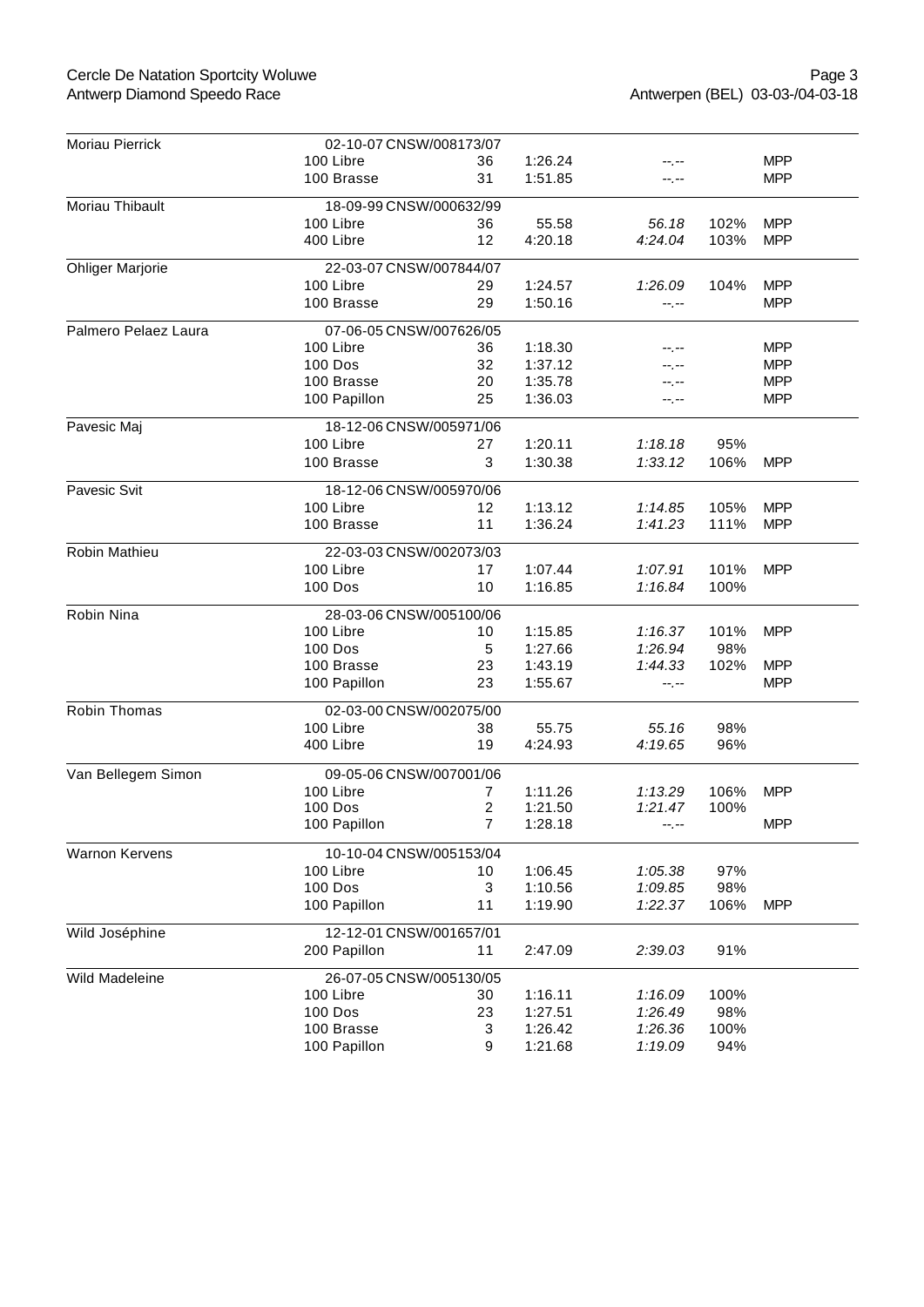| | | | | | | |
|---|---|---|---|---|---|---|
| Moriau Pierrick | 02-10-07 CNSW/008173/07 | | | | | |
| | 100 Libre | 36 | 1:26.24 | --.-- | | MPP |
| | 100 Brasse | 31 | 1:51.85 | --.-- | | MPP |
| Moriau Thibault | 18-09-99 CNSW/000632/99 | | | | | |
| | 100 Libre | 36 | 55.58 | *56.18* | 102% | MPP |
| | 400 Libre | 12 | 4:20.18 | *4:24.04* | 103% | MPP |
| Ohliger Marjorie | 22-03-07 CNSW/007844/07 | | | | | |
| | 100 Libre | 29 | 1:24.57 | *1:26.09* | 104% | MPP |
| | 100 Brasse | 29 | 1:50.16 | --.-- | | MPP |
| Palmero Pelaez Laura | 07-06-05 CNSW/007626/05 | | | | | |
| | 100 Libre | 36 | 1:18.30 | --.-- | | MPP |
| | 100 Dos | 32 | 1:37.12 | --.-- | | MPP |
| | 100 Brasse | 20 | 1:35.78 | --.-- | | MPP |
| | 100 Papillon | 25 | 1:36.03 | --.-- | | MPP |
| Pavesic Maj | 18-12-06 CNSW/005971/06 | | | | | |
| | 100 Libre | 27 | 1:20.11 | *1:18.18* | 95% | |
| | 100 Brasse | 3 | 1:30.38 | *1:33.12* | 106% | MPP |
| Pavesic Svit | 18-12-06 CNSW/005970/06 | | | | | |
| | 100 Libre | 12 | 1:13.12 | *1:14.85* | 105% | MPP |
| | 100 Brasse | 11 | 1:36.24 | *1:41.23* | 111% | MPP |
| Robin Mathieu | 22-03-03 CNSW/002073/03 | | | | | |
| | 100 Libre | 17 | 1:07.44 | *1:07.91* | 101% | MPP |
| | 100 Dos | 10 | 1:16.85 | *1:16.84* | 100% | |
| Robin Nina | 28-03-06 CNSW/005100/06 | | | | | |
| | 100 Libre | 10 | 1:15.85 | *1:16.37* | 101% | MPP |
| | 100 Dos | 5 | 1:27.66 | *1:26.94* | 98% | |
| | 100 Brasse | 23 | 1:43.19 | *1:44.33* | 102% | MPP |
| | 100 Papillon | 23 | 1:55.67 | --.-- | | MPP |
| Robin Thomas | 02-03-00 CNSW/002075/00 | | | | | |
| | 100 Libre | 38 | 55.75 | *55.16* | 98% | |
| | 400 Libre | 19 | 4:24.93 | *4:19.65* | 96% | |
| Van Bellegem Simon | 09-05-06 CNSW/007001/06 | | | | | |
| | 100 Libre | 7 | 1:11.26 | *1:13.29* | 106% | MPP |
| | 100 Dos | 2 | 1:21.50 | *1:21.47* | 100% | |
| | 100 Papillon | 7 | 1:28.18 | --.-- | | MPP |
| Warnon Kervens | 10-10-04 CNSW/005153/04 | | | | | |
| | 100 Libre | 10 | 1:06.45 | *1:05.38* | 97% | |
| | 100 Dos | 3 | 1:10.56 | *1:09.85* | 98% | |
| | 100 Papillon | 11 | 1:19.90 | *1:22.37* | 106% | MPP |
| Wild Joséphine | 12-12-01 CNSW/001657/01 | | | | | |
| | 200 Papillon | 11 | 2:47.09 | *2:39.03* | 91% | |
| Wild Madeleine | 26-07-05 CNSW/005130/05 | | | | | |
| | 100 Libre | 30 | 1:16.11 | *1:16.09* | 100% | |
| | 100 Dos | 23 | 1:27.51 | *1:26.49* | 98% | |
| | 100 Brasse | 3 | 1:26.42 | *1:26.36* | 100% | |
| | 100 Papillon | 9 | 1:21.68 | *1:19.09* | 94% | |